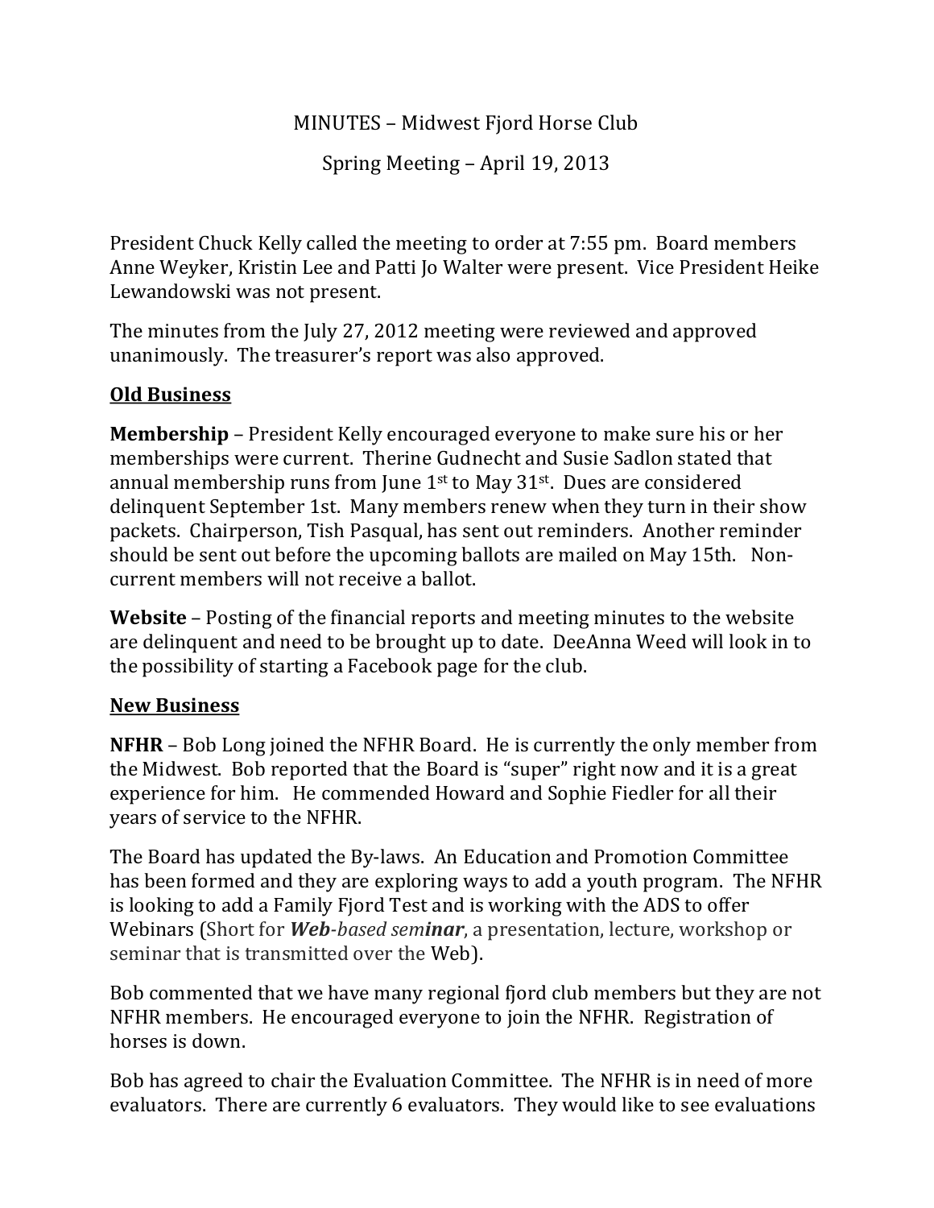# MINUTES – Midwest Fjord Horse Club

## Spring Meeting – April 19, 2013

President Chuck Kelly called the meeting to order at 7:55 pm. Board members Anne Weyker, Kristin Lee and Patti Jo Walter were present. Vice President Heike Lewandowski was not present.

The minutes from the July 27, 2012 meeting were reviewed and approved unanimously. The treasurer's report was also approved.

## Old Business

**Membership** – President Kelly encouraged everyone to make sure his or her memberships were current. Therine Gudnecht and Susie Sadlon stated that annual membership runs from June 1st to May 31st. Dues are considered delinquent September 1st. Many members renew when they turn in their show packets. Chairperson, Tish Pasqual, has sent out reminders. Another reminder should be sent out before the upcoming ballots are mailed on May 15th. Non-current members will not receive a ballot.

**Website** – Posting of the financial reports and meeting minutes to the website are delinquent and need to be brought up to date. DeeAnna Weed will look in to the possibility of starting a Facebook page for the club.

## New Business

**NFHR** – Bob Long joined the NFHR Board. He is currently the only member from the Midwest. Bob reported that the Board is "super" right now and it is a great experience for him. He commended Howard and Sophie Fiedler for all their years of service to the NFHR.

The Board has updated the By-laws. An Education and Promotion Committee has been formed and they are exploring ways to add a youth program. The NFHR is looking to add a Family Fjord Test and is working with the ADS to offer Webinars (Short for ***Web**-based sem**inar***, a presentation, lecture, workshop or seminar that is transmitted over the Web).

Bob commented that we have many regional fjord club members but they are not NFHR members. He encouraged everyone to join the NFHR. Registration of horses is down.

Bob has agreed to chair the Evaluation Committee. The NFHR is in need of more evaluators. There are currently 6 evaluators. They would like to see evaluations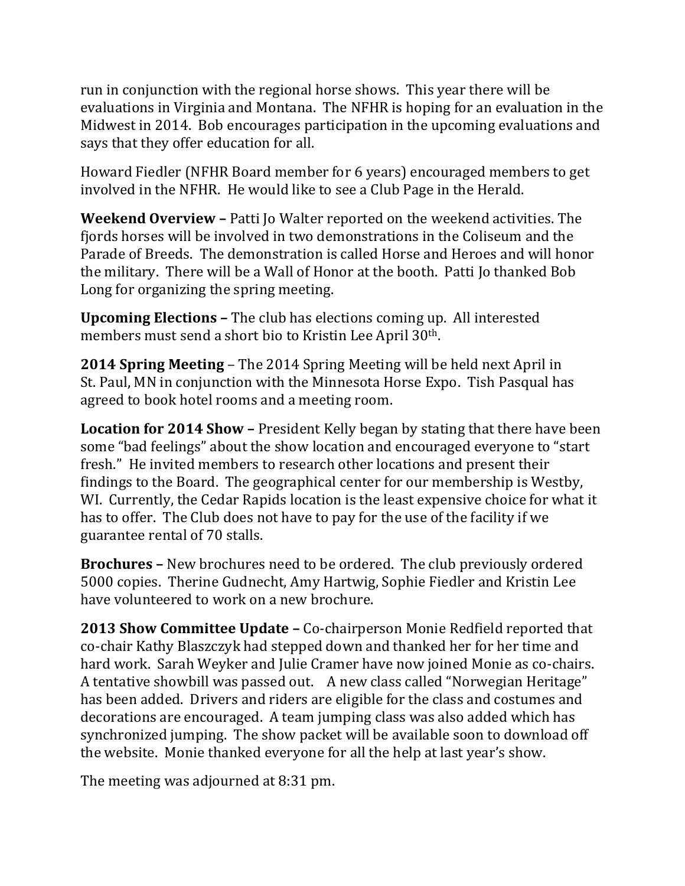run in conjunction with the regional horse shows. This year there will be evaluations in Virginia and Montana. The NFHR is hoping for an evaluation in the Midwest in 2014. Bob encourages participation in the upcoming evaluations and says that they offer education for all.

Howard Fiedler (NFHR Board member for 6 years) encouraged members to get involved in the NFHR. He would like to see a Club Page in the Herald.

**Weekend Overview –** Patti Jo Walter reported on the weekend activities. The fjords horses will be involved in two demonstrations in the Coliseum and the Parade of Breeds. The demonstration is called Horse and Heroes and will honor the military. There will be a Wall of Honor at the booth. Patti Jo thanked Bob Long for organizing the spring meeting.

**Upcoming Elections –** The club has elections coming up. All interested members must send a short bio to Kristin Lee April 30th.

**2014 Spring Meeting** – The 2014 Spring Meeting will be held next April in St. Paul, MN in conjunction with the Minnesota Horse Expo. Tish Pasqual has agreed to book hotel rooms and a meeting room.

**Location for 2014 Show –** President Kelly began by stating that there have been some "bad feelings" about the show location and encouraged everyone to "start fresh." He invited members to research other locations and present their findings to the Board. The geographical center for our membership is Westby, WI. Currently, the Cedar Rapids location is the least expensive choice for what it has to offer. The Club does not have to pay for the use of the facility if we guarantee rental of 70 stalls.

**Brochures –** New brochures need to be ordered. The club previously ordered 5000 copies. Therine Gudnecht, Amy Hartwig, Sophie Fiedler and Kristin Lee have volunteered to work on a new brochure.

**2013 Show Committee Update –** Co-chairperson Monie Redfield reported that co-chair Kathy Blaszczyk had stepped down and thanked her for her time and hard work. Sarah Weyker and Julie Cramer have now joined Monie as co-chairs. A tentative showbill was passed out. A new class called "Norwegian Heritage" has been added. Drivers and riders are eligible for the class and costumes and decorations are encouraged. A team jumping class was also added which has synchronized jumping. The show packet will be available soon to download off the website. Monie thanked everyone for all the help at last year's show.

The meeting was adjourned at 8:31 pm.